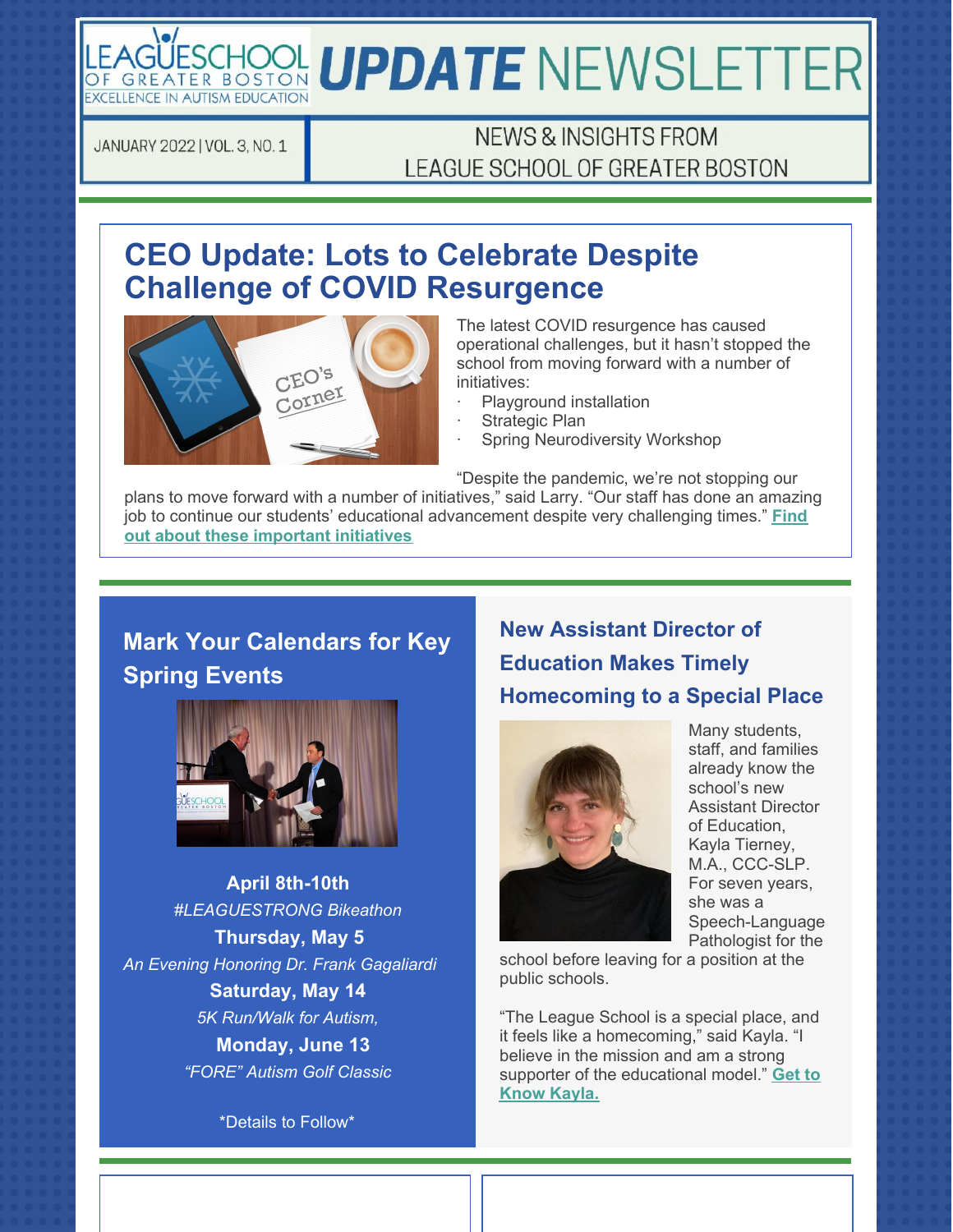# LEAGUE SCHOOL OF GREATER BOSTON — UPDATE NEWSLETTER

EXCELLENCE IN AUTISM EDUCATION

JANUARY 2022 | VOL. 3, NO. 1

NEWS & INSIGHTS FROM LEAGUE SCHOOL OF GREATER BOSTON

## CEO Update: Lots to Celebrate Despite Challenge of COVID Resurgence

The latest COVID resurgence has caused operational challenges, but it hasn't stopped the school from moving forward with a number of initiatives:

- Playground installation
- Strategic Plan
- Spring Neurodiversity Workshop

"Despite the pandemic, we're not stopping our plans to move forward with a number of initiatives," said Larry. "Our staff has done an amazing job to continue our students' educational advancement despite very challenging times." **Find out about these important initiatives**

## Mark Your Calendars for Key Spring Events

**April 8th-10th**
*#LEAGUESTRONG Bikeathon*

**Thursday, May 5**
*An Evening Honoring Dr. Frank Gagaliardi*

**Saturday, May 14**
*5K Run/Walk for Autism,*

**Monday, June 13**
*"FORE" Autism Golf Classic*

*Details to Follow*

## New Assistant Director of Education Makes Timely Homecoming to a Special Place

Many students, staff, and families already know the school's new Assistant Director of Education, Kayla Tierney, M.A., CCC-SLP. For seven years, she was a Speech-Language Pathologist for the school before leaving for a position at the public schools.

"The League School is a special place, and it feels like a homecoming," said Kayla. "I believe in the mission and am a strong supporter of the educational model." **Get to Know Kayla.**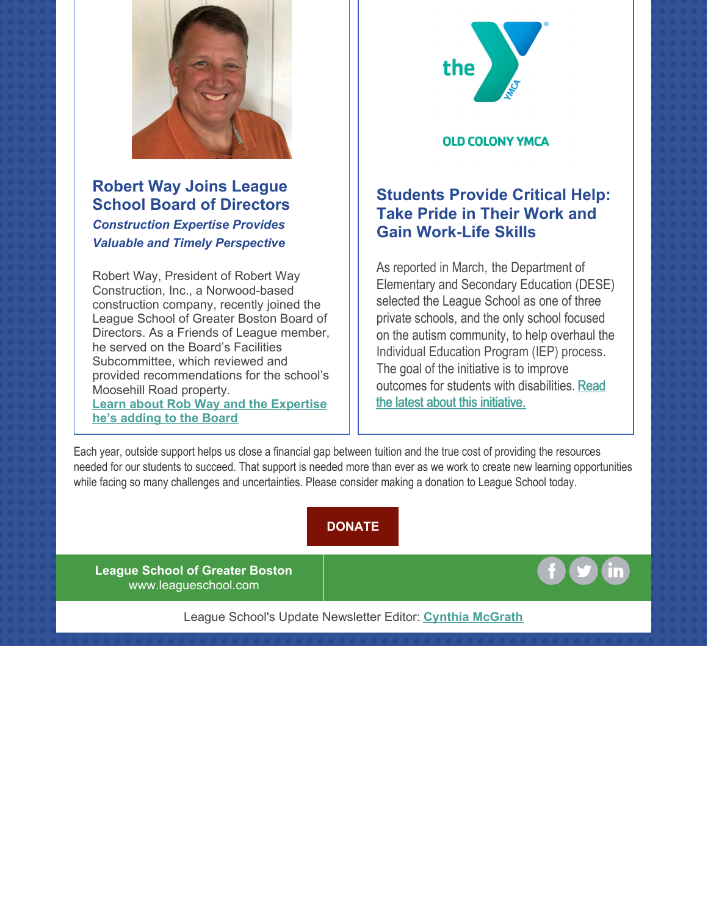## Robert Way Joins League School Board of Directors

***Construction Expertise Provides Valuable and Timely Perspective***

Robert Way, President of Robert Way Construction, Inc., a Norwood-based construction company, recently joined the League School of Greater Boston Board of Directors. As a Friends of League member, he served on the Board's Facilities Subcommittee, which reviewed and provided recommendations for the school's Moosehill Road property.
**Learn about Rob Way and the Expertise he's adding to the Board**

OLD COLONY YMCA

## Students Provide Critical Help: Take Pride in Their Work and Gain Work-Life Skills

As reported in March, the Department of Elementary and Secondary Education (DESE) selected the League School as one of three private schools, and the only school focused on the autism community, to help overhaul the Individual Education Program (IEP) process. The goal of the initiative is to improve outcomes for students with disabilities. Read the latest about this initiative.

Each year, outside support helps us close a financial gap between tuition and the true cost of providing the resources needed for our students to succeed. That support is needed more than ever as we work to create new learning opportunities while facing so many challenges and uncertainties. Please consider making a donation to League School today.

**DONATE**

**League School of Greater Boston**
www.leagueschool.com

League School's Update Newsletter Editor: **Cynthia McGrath**